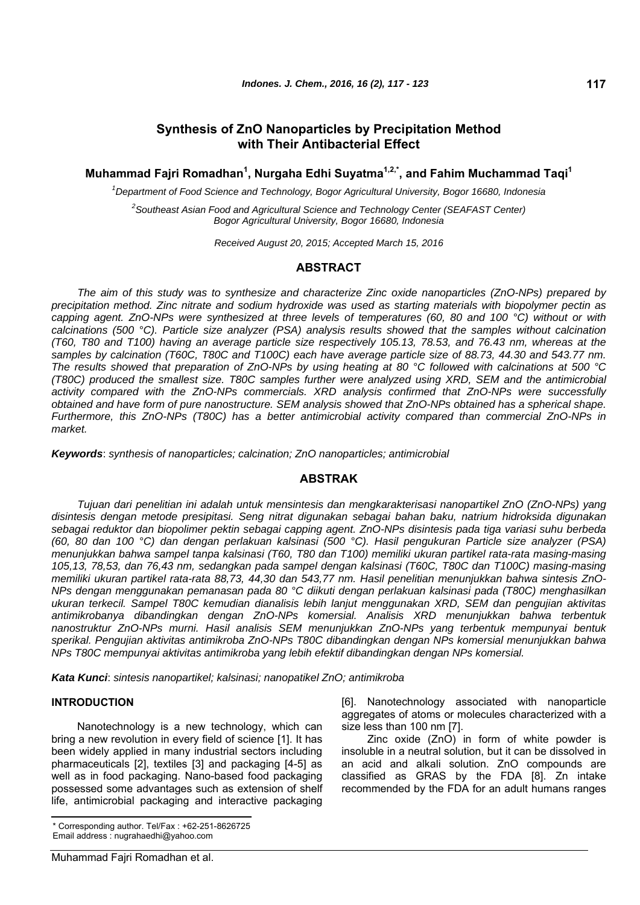# Synthesis of ZnO Nanoparticles by Precipitation Method with Their Antibacterial Effect

**Muhammad Fajri Romadhan[1], Nurgaha Edhi Suyatma[1,2,*], and Fahim Muchammad Taqi[1]**

[1]*Department of Food Science and Technology, Bogor Agricultural University, Bogor 16680, Indonesia*

[2]*Southeast Asian Food and Agricultural Science and Technology Center (SEAFAST Center) Bogor Agricultural University, Bogor 16680, Indonesia*

*Received August 20, 2015; Accepted March 15, 2016*

## ABSTRACT

*The aim of this study was to synthesize and characterize Zinc oxide nanoparticles (ZnO-NPs) prepared by precipitation method. Zinc nitrate and sodium hydroxide was used as starting materials with biopolymer pectin as capping agent. ZnO-NPs were synthesized at three levels of temperatures (60, 80 and 100 °C) without or with calcinations (500 °C). Particle size analyzer (PSA) analysis results showed that the samples without calcination (T60, T80 and T100) having an average particle size respectively 105.13, 78.53, and 76.43 nm, whereas at the samples by calcination (T60C, T80C and T100C) each have average particle size of 88.73, 44.30 and 543.77 nm. The results showed that preparation of ZnO-NPs by using heating at 80 °C followed with calcinations at 500 °C (T80C) produced the smallest size. T80C samples further were analyzed using XRD, SEM and the antimicrobial activity compared with the ZnO-NPs commercials. XRD analysis confirmed that ZnO-NPs were successfully obtained and have form of pure nanostructure. SEM analysis showed that ZnO-NPs obtained has a spherical shape. Furthermore, this ZnO-NPs (T80C) has a better antimicrobial activity compared than commercial ZnO-NPs in market.*

***Keywords***: *synthesis of nanoparticles; calcination; ZnO nanoparticles; antimicrobial*

## ABSTRAK

*Tujuan dari penelitian ini adalah untuk mensintesis dan mengkarakterisasi nanopartikel ZnO (ZnO-NPs) yang disintesis dengan metode presipitasi. Seng nitrat digunakan sebagai bahan baku, natrium hidroksida digunakan sebagai reduktor dan biopolimer pektin sebagai capping agent. ZnO-NPs disintesis pada tiga variasi suhu berbeda (60, 80 dan 100 °C) dan dengan perlakuan kalsinasi (500 °C). Hasil pengukuran Particle size analyzer (PSA) menunjukkan bahwa sampel tanpa kalsinasi (T60, T80 dan T100) memiliki ukuran partikel rata-rata masing-masing 105,13, 78,53, dan 76,43 nm, sedangkan pada sampel dengan kalsinasi (T60C, T80C dan T100C) masing-masing memiliki ukuran partikel rata-rata 88,73, 44,30 dan 543,77 nm. Hasil penelitian menunjukkan bahwa sintesis ZnO-NPs dengan menggunakan pemanasan pada 80 °C diikuti dengan perlakuan kalsinasi pada (T80C) menghasilkan ukuran terkecil. Sampel T80C kemudian dianalisis lebih lanjut menggunakan XRD, SEM dan pengujian aktivitas antimikrobanya dibandingkan dengan ZnO-NPs komersial. Analisis XRD menunjukkan bahwa terbentuk nanostruktur ZnO-NPs murni. Hasil analisis SEM menunjukkan ZnO-NPs yang terbentuk mempunyai bentuk sperikal. Pengujian aktivitas antimikroba ZnO-NPs T80C dibandingkan dengan NPs komersial menunjukkan bahwa NPs T80C mempunyai aktivitas antimikroba yang lebih efektif dibandingkan dengan NPs komersial.*

***Kata Kunci***: *sintesis nanopartikel; kalsinasi; nanopatikel ZnO; antimikroba*

## INTRODUCTION

Nanotechnology is a new technology, which can bring a new revolution in every field of science [1]. It has been widely applied in many industrial sectors including pharmaceuticals [2], textiles [3] and packaging [4-5] as well as in food packaging. Nano-based food packaging possessed some advantages such as extension of shelf life, antimicrobial packaging and interactive packaging [6]. Nanotechnology associated with nanoparticle aggregates of atoms or molecules characterized with a size less than 100 nm [7].

Zinc oxide (ZnO) in form of white powder is insoluble in a neutral solution, but it can be dissolved in an acid and alkali solution. ZnO compounds are classified as GRAS by the FDA [8]. Zn intake recommended by the FDA for an adult humans ranges

\* Corresponding author. Tel/Fax : +62-251-8626725
Email address : nugrahaedhi@yahoo.com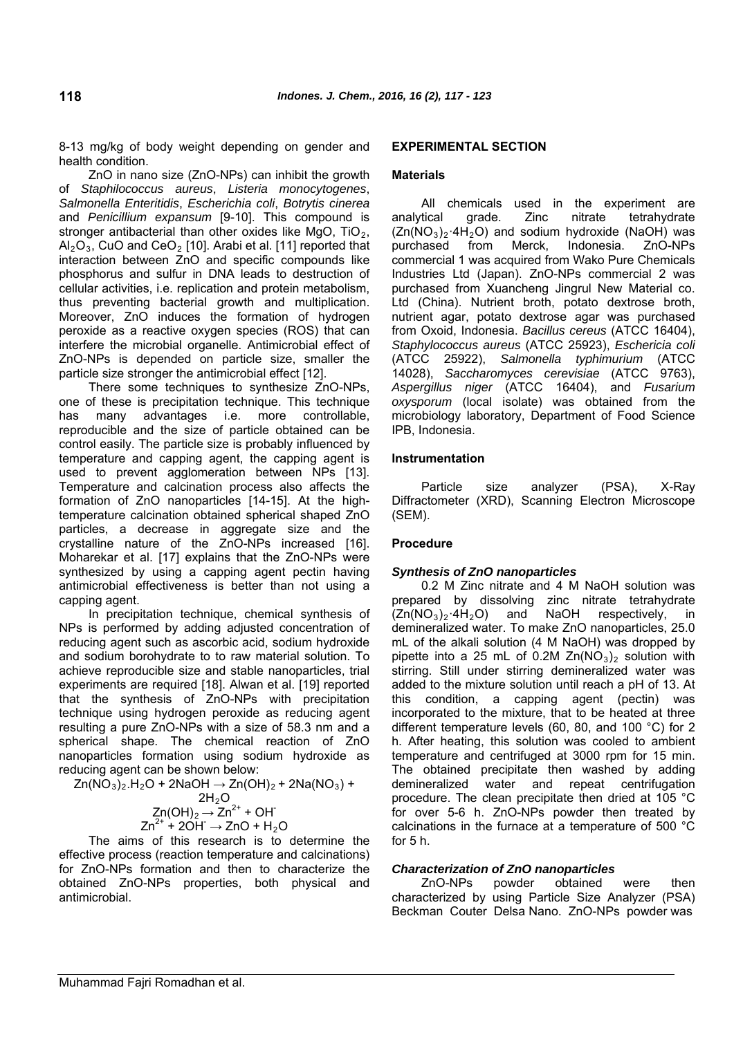8-13 mg/kg of body weight depending on gender and health condition.

ZnO in nano size (ZnO-NPs) can inhibit the growth of *Staphilococcus aureus*, *Listeria monocytogenes*, *Salmonella Enteritidis*, *Escherichia coli*, *Botrytis cinerea* and *Penicillium expansum* [9-10]. This compound is stronger antibacterial than other oxides like MgO, $TiO_2$, $Al_2O_3$, CuO and $CeO_2$ [10]. Arabi et al. [11] reported that interaction between ZnO and specific compounds like phosphorus and sulfur in DNA leads to destruction of cellular activities, i.e. replication and protein metabolism, thus preventing bacterial growth and multiplication. Moreover, ZnO induces the formation of hydrogen peroxide as a reactive oxygen species (ROS) that can interfere the microbial organelle. Antimicrobial effect of ZnO-NPs is depended on particle size, smaller the particle size stronger the antimicrobial effect [12].

There some techniques to synthesize ZnO-NPs, one of these is precipitation technique. This technique has many advantages i.e. more controllable, reproducible and the size of particle obtained can be control easily. The particle size is probably influenced by temperature and capping agent, the capping agent is used to prevent agglomeration between NPs [13]. Temperature and calcination process also affects the formation of ZnO nanoparticles [14-15]. At the high-temperature calcination obtained spherical shaped ZnO particles, a decrease in aggregate size and the crystalline nature of the ZnO-NPs increased [16]. Moharekar et al. [17] explains that the ZnO-NPs were synthesized by using a capping agent pectin having antimicrobial effectiveness is better than not using a capping agent.

In precipitation technique, chemical synthesis of NPs is performed by adding adjusted concentration of reducing agent such as ascorbic acid, sodium hydroxide and sodium borohydrate to to raw material solution. To achieve reproducible size and stable nanoparticles, trial experiments are required [18]. Alwan et al. [19] reported that the synthesis of ZnO-NPs with precipitation technique using hydrogen peroxide as reducing agent resulting a pure ZnO-NPs with a size of 58.3 nm and a spherical shape. The chemical reaction of ZnO nanoparticles formation using sodium hydroxide as reducing agent can be shown below:

$$Zn(NO_3)_2.H_2O + 2NaOH \rightarrow Zn(OH)_2 + 2Na(NO_3) + 2H_2O$$

$$Zn(OH)_2 \rightarrow Zn^{2+} + OH^-$$

$$Zn^{2+} + 2OH^- \rightarrow ZnO + H_2O$$

The aims of this research is to determine the effective process (reaction temperature and calcinations) for ZnO-NPs formation and then to characterize the obtained ZnO-NPs properties, both physical and antimicrobial.

## EXPERIMENTAL SECTION

### Materials

All chemicals used in the experiment are analytical grade. Zinc nitrate tetrahydrate ($Zn(NO_3)_2 \cdot 4H_2O$) and sodium hydroxide (NaOH) was purchased from Merck, Indonesia. ZnO-NPs commercial 1 was acquired from Wako Pure Chemicals Industries Ltd (Japan). ZnO-NPs commercial 2 was purchased from Xuancheng Jingrul New Material co. Ltd (China). Nutrient broth, potato dextrose broth, nutrient agar, potato dextrose agar was purchased from Oxoid, Indonesia. *Bacillus cereus* (ATCC 16404), *Staphylococcus aureus* (ATCC 25923), *Eschericia coli* (ATCC 25922), *Salmonella typhimurium* (ATCC 14028), *Saccharomyces cerevisiae* (ATCC 9763), *Aspergillus niger* (ATCC 16404), and *Fusarium oxysporum* (local isolate) was obtained from the microbiology laboratory, Department of Food Science IPB, Indonesia.

### Instrumentation

Particle size analyzer (PSA), X-Ray Diffractometer (XRD), Scanning Electron Microscope (SEM).

### Procedure

#### *Synthesis of ZnO nanoparticles*

0.2 M Zinc nitrate and 4 M NaOH solution was prepared by dissolving zinc nitrate tetrahydrate ($Zn(NO_3)_2 \cdot 4H_2O$) and NaOH respectively, in demineralized water. To make ZnO nanoparticles, 25.0 mL of the alkali solution (4 M NaOH) was dropped by pipette into a 25 mL of 0.2M $Zn(NO_3)_2$ solution with stirring. Still under stirring demineralized water was added to the mixture solution until reach a pH of 13. At this condition, a capping agent (pectin) was incorporated to the mixture, that to be heated at three different temperature levels (60, 80, and 100 °C) for 2 h. After heating, this solution was cooled to ambient temperature and centrifuged at 3000 rpm for 15 min. The obtained precipitate then washed by adding demineralized water and repeat centrifugation procedure. The clean precipitate then dried at 105 °C for over 5-6 h. ZnO-NPs powder then treated by calcinations in the furnace at a temperature of 500 °C for 5 h.

#### *Characterization of ZnO nanoparticles*

ZnO-NPs powder obtained were then characterized by using Particle Size Analyzer (PSA) Beckman Couter Delsa Nano. ZnO-NPs powder was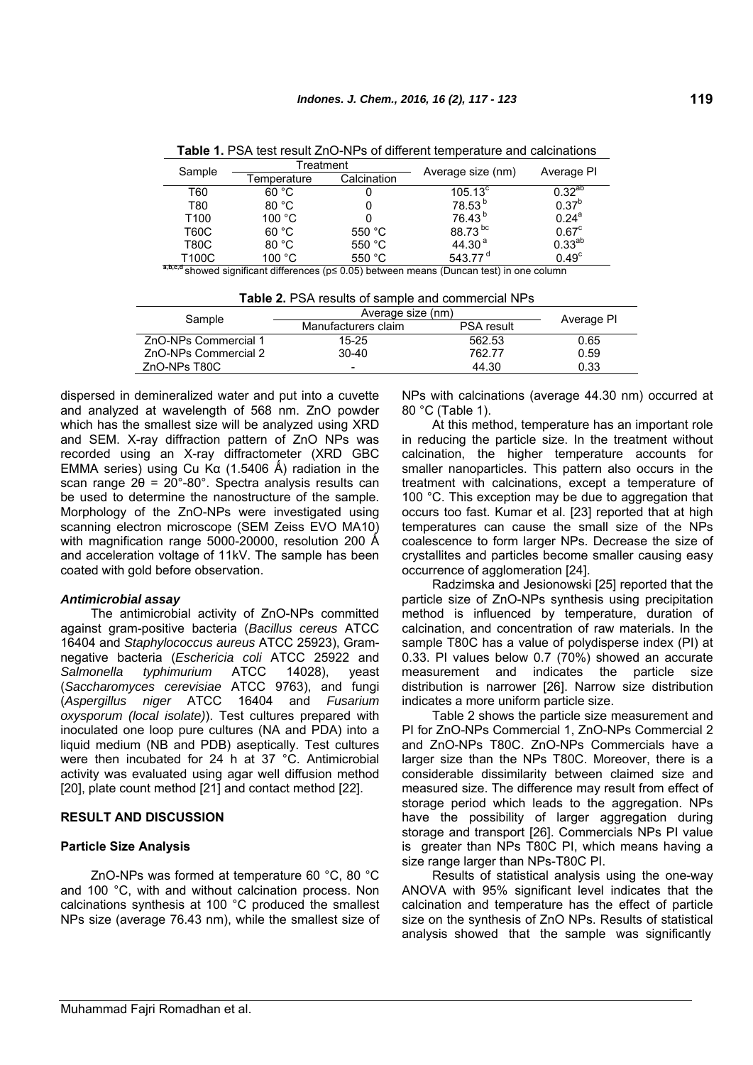**Table 1.** PSA test result ZnO-NPs of different temperature and calcinations

| Sample | Treatment | | Average size (nm) | Average PI |
|---|---|---|---|---|
| | Temperature | Calcination | | |
| T60 | 60 °C | 0 | 105.13[c] | 0.32[ab] |
| T80 | 80 °C | 0 | 78.53[b] | 0.37[b] |
| T100 | 100 °C | 0 | 76.43[b] | 0.24[a] |
| T60C | 60 °C | 550 °C | 88.73[bc] | 0.67[c] |
| T80C | 80 °C | 550 °C | 44.30[a] | 0.33[ab] |
| T100C | 100 °C | 550 °C | 543.77[d] | 0.49[c] |

[a,b,c,d] showed significant differences ($p \leq 0.05$) between means (Duncan test) in one column

**Table 2.** PSA results of sample and commercial NPs

| Sample | Average size (nm) | | Average PI |
|---|---|---|---|
| | Manufacturers claim | PSA result | |
| ZnO-NPs Commercial 1 | 15-25 | 562.53 | 0.65 |
| ZnO-NPs Commercial 2 | 30-40 | 762.77 | 0.59 |
| ZnO-NPs T80C | - | 44.30 | 0.33 |

dispersed in demineralized water and put into a cuvette and analyzed at wavelength of 568 nm. ZnO powder which has the smallest size will be analyzed using XRD and SEM. X-ray diffraction pattern of ZnO NPs was recorded using an X-ray diffractometer (XRD GBC EMMA series) using Cu Kα (1.5406 Å) radiation in the scan range $2\theta = 20°-80°$. Spectra analysis results can be used to determine the nanostructure of the sample. Morphology of the ZnO-NPs were investigated using scanning electron microscope (SEM Zeiss EVO MA10) with magnification range 5000-20000, resolution 200 Å and acceleration voltage of 11kV. The sample has been coated with gold before observation.

### *Antimicrobial assay*

The antimicrobial activity of ZnO-NPs committed against gram-positive bacteria (*Bacillus cereus* ATCC 16404 and *Staphylococcus aureus* ATCC 25923), Gram-negative bacteria (*Eschericia coli* ATCC 25922 and *Salmonella typhimurium* ATCC 14028), yeast (*Saccharomyces cerevisiae* ATCC 9763), and fungi (*Aspergillus niger* ATCC 16404 and *Fusarium oxysporum (local isolate)*). Test cultures prepared with inoculated one loop pure cultures (NA and PDA) into a liquid medium (NB and PDB) aseptically. Test cultures were then incubated for 24 h at 37 °C. Antimicrobial activity was evaluated using agar well diffusion method [20], plate count method [21] and contact method [22].

## RESULT AND DISCUSSION

### Particle Size Analysis

ZnO-NPs was formed at temperature 60 °C, 80 °C and 100 °C, with and without calcination process. Non calcinations synthesis at 100 °C produced the smallest NPs size (average 76.43 nm), while the smallest size of NPs with calcinations (average 44.30 nm) occurred at 80 °C (Table 1).

At this method, temperature has an important role in reducing the particle size. In the treatment without calcination, the higher temperature accounts for smaller nanoparticles. This pattern also occurs in the treatment with calcinations, except a temperature of 100 °C. This exception may be due to aggregation that occurs too fast. Kumar et al. [23] reported that at high temperatures can cause the small size of the NPs coalescence to form larger NPs. Decrease the size of crystallites and particles become smaller causing easy occurrence of agglomeration [24].

Radzimska and Jesionowski [25] reported that the particle size of ZnO-NPs synthesis using precipitation method is influenced by temperature, duration of calcination, and concentration of raw materials. In the sample T80C has a value of polydisperse index (PI) at 0.33. PI values below 0.7 (70%) showed an accurate measurement and indicates the particle size distribution is narrower [26]. Narrow size distribution indicates a more uniform particle size.

Table 2 shows the particle size measurement and PI for ZnO-NPs Commercial 1, ZnO-NPs Commercial 2 and ZnO-NPs T80C. ZnO-NPs Commercials have a larger size than the NPs T80C. Moreover, there is a considerable dissimilarity between claimed size and measured size. The difference may result from effect of storage period which leads to the aggregation. NPs have the possibility of larger aggregation during storage and transport [26]. Commercials NPs PI value is greater than NPs T80C PI, which means having a size range larger than NPs-T80C PI.

Results of statistical analysis using the one-way ANOVA with 95% significant level indicates that the calcination and temperature has the effect of particle size on the synthesis of ZnO NPs. Results of statistical analysis showed that the sample was significantly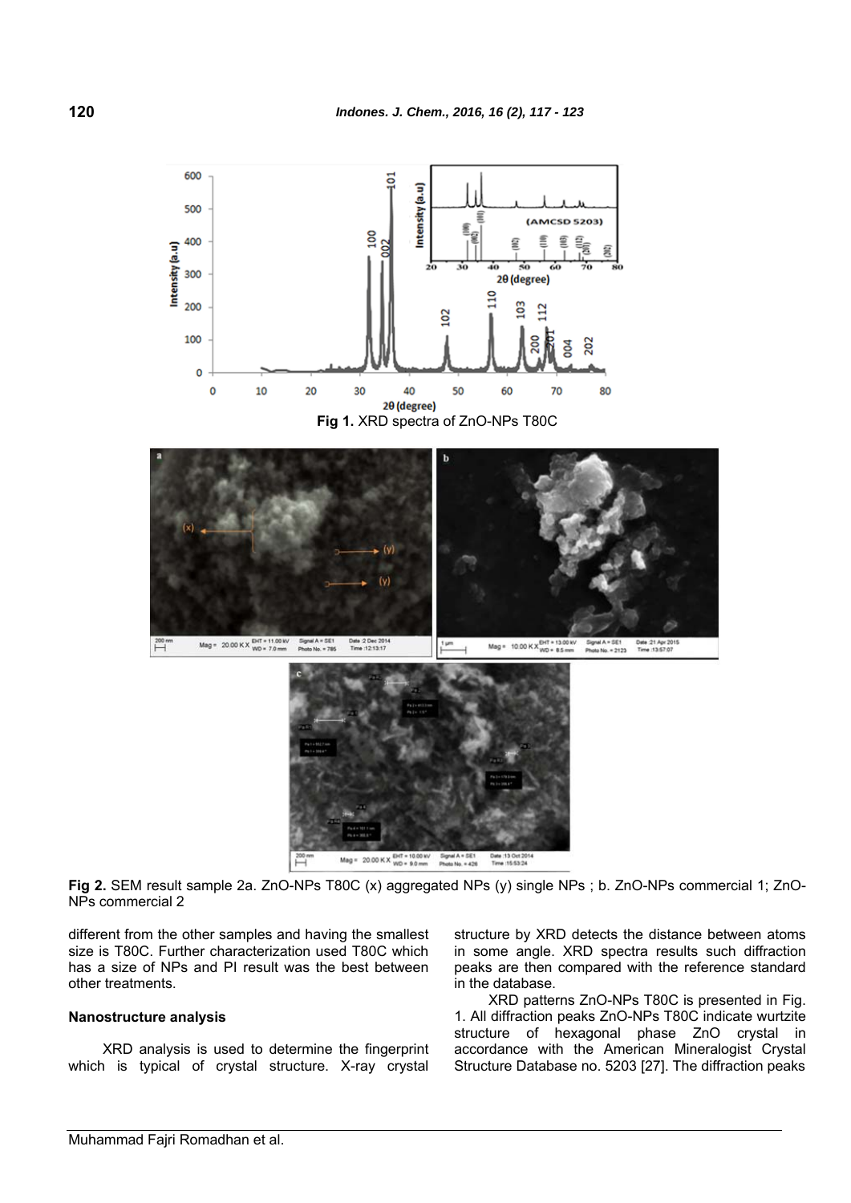Fig 1. XRD spectra of ZnO-NPs T80C

Fig 2. SEM result sample 2a. ZnO-NPs T80C (x) aggregated NPs (y) single NPs ; b. ZnO-NPs commercial 1; ZnO-NPs commercial 2

different from the other samples and having the smallest size is T80C. Further characterization used T80C which has a size of NPs and PI result was the best between other treatments.

### Nanostructure analysis

XRD analysis is used to determine the fingerprint which is typical of crystal structure. X-ray crystal structure by XRD detects the distance between atoms in some angle. XRD spectra results such diffraction peaks are then compared with the reference standard in the database.

XRD patterns ZnO-NPs T80C is presented in Fig. 1. All diffraction peaks ZnO-NPs T80C indicate wurtzite structure of hexagonal phase ZnO crystal in accordance with the American Mineralogist Crystal Structure Database no. 5203 [27]. The diffraction peaks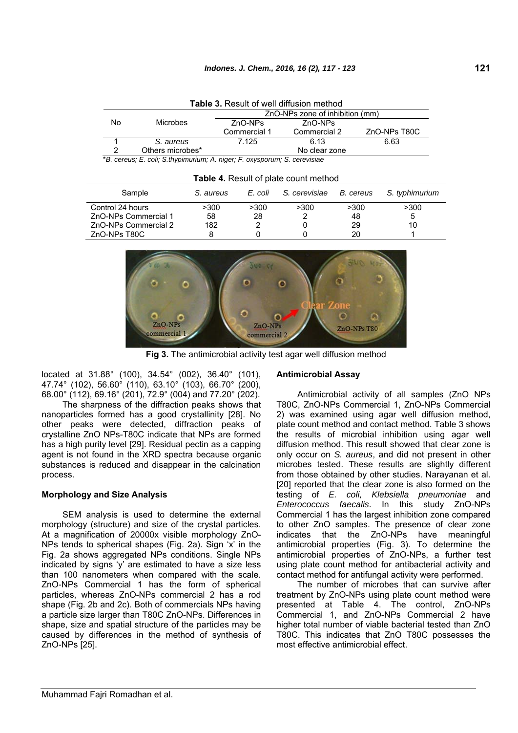Table 3. Result of well diffusion method

| No | Microbes | ZnO-NPs zone of inhibition (mm) | | |
|---|---|---|---|---|
| | | ZnO-NPs Commercial 1 | ZnO-NPs Commercial 2 | ZnO-NPs T80C |
| 1 | *S. aureus* | 7.125 | 6.13 | 6.63 |
| 2 | Others microbes* | No clear zone | | |

*B. cereus; E. coli; S.thypimurium; A. niger; F. oxysporum; S. cerevisiae*

Table 4. Result of plate count method

| Sample | *S. aureus* | *E. coli* | *S. cerevisiae* | *B. cereus* | *S. typhimurium* |
|---|---|---|---|---|---|
| Control 24 hours | >300 | >300 | >300 | >300 | >300 |
| ZnO-NPs Commercial 1 | 58 | 28 | 2 | 48 | 5 |
| ZnO-NPs Commercial 2 | 182 | 2 | 0 | 29 | 10 |
| ZnO-NPs T80C | 8 | 0 | 0 | 20 | 1 |

**Fig 3.** The antimicrobial activity test agar well diffusion method

located at 31.88° (100), 34.54° (002), 36.40° (101), 47.74° (102), 56.60° (110), 63.10° (103), 66.70° (200), 68.00° (112), 69.16° (201), 72.9° (004) and 77.20° (202).

The sharpness of the diffraction peaks shows that nanoparticles formed has a good crystallinity [28]. No other peaks were detected, diffraction peaks of crystalline ZnO NPs-T80C indicate that NPs are formed has a high purity level [29]. Residual pectin as a capping agent is not found in the XRD spectra because organic substances is reduced and disappear in the calcination process.

### Morphology and Size Analysis

SEM analysis is used to determine the external morphology (structure) and size of the crystal particles. At a magnification of 20000x visible morphology ZnO-NPs tends to spherical shapes (Fig. 2a). Sign 'x' in the Fig. 2a shows aggregated NPs conditions. Single NPs indicated by signs 'y' are estimated to have a size less than 100 nanometers when compared with the scale. ZnO-NPs Commercial 1 has the form of spherical particles, whereas ZnO-NPs commercial 2 has a rod shape (Fig. 2b and 2c). Both of commercials NPs having a particle size larger than T80C ZnO-NPs. Differences in shape, size and spatial structure of the particles may be caused by differences in the method of synthesis of ZnO-NPs [25].

### Antimicrobial Assay

Antimicrobial activity of all samples (ZnO NPs T80C, ZnO-NPs Commercial 1, ZnO-NPs Commercial 2) was examined using agar well diffusion method, plate count method and contact method. Table 3 shows the results of microbial inhibition using agar well diffusion method. This result showed that clear zone is only occur on *S. aureus*, and did not present in other microbes tested. These results are slightly different from those obtained by other studies. Narayanan et al. [20] reported that the clear zone is also formed on the testing of *E. coli, Klebsiella pneumoniae* and *Enterococcus faecalis*. In this study ZnO-NPs Commercial 1 has the largest inhibition zone compared to other ZnO samples. The presence of clear zone indicates that the ZnO-NPs have meaningful antimicrobial properties (Fig. 3). To determine the antimicrobial properties of ZnO-NPs, a further test using plate count method for antibacterial activity and contact method for antifungal activity were performed.

The number of microbes that can survive after treatment by ZnO-NPs using plate count method were presented at Table 4. The control, ZnO-NPs Commercial 1, and ZnO-NPs Commercial 2 have higher total number of viable bacterial tested than ZnO T80C. This indicates that ZnO T80C possesses the most effective antimicrobial effect.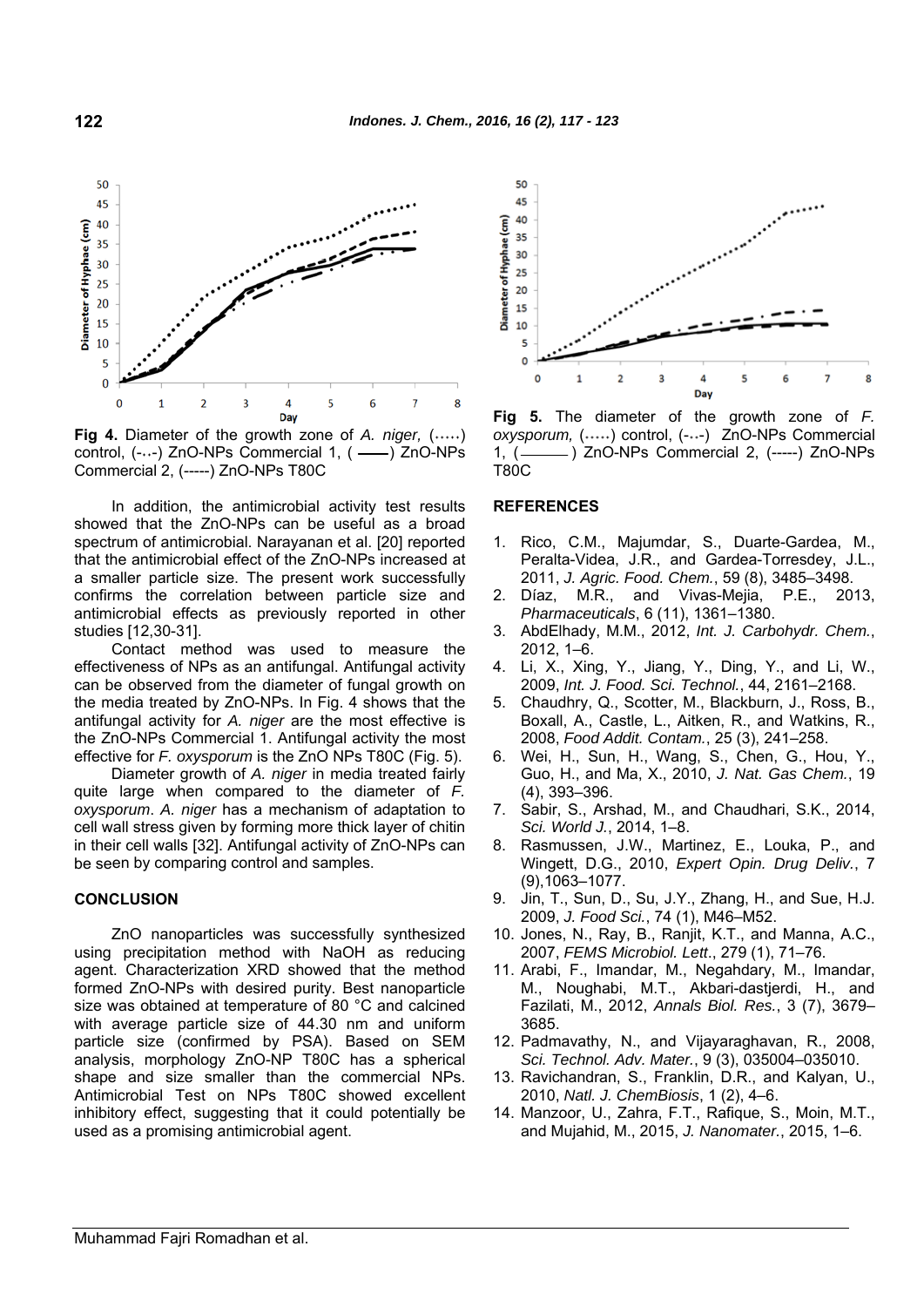Fig 4. Diameter of the growth zone of *A. niger*, (·····) control, (-··-) ZnO-NPs Commercial 1, (——) ZnO-NPs Commercial 2, (-----) ZnO-NPs T80C

Fig 5. The diameter of the growth zone of *F. oxysporum*, (·····) control, (-··-) ZnO-NPs Commercial 1, (———) ZnO-NPs Commercial 2, (-----) ZnO-NPs T80C

In addition, the antimicrobial activity test results showed that the ZnO-NPs can be useful as a broad spectrum of antimicrobial. Narayanan et al. [20] reported that the antimicrobial effect of the ZnO-NPs increased at a smaller particle size. The present work successfully confirms the correlation between particle size and antimicrobial effects as previously reported in other studies [12,30-31].

Contact method was used to measure the effectiveness of NPs as an antifungal. Antifungal activity can be observed from the diameter of fungal growth on the media treated by ZnO-NPs. In Fig. 4 shows that the antifungal activity for *A. niger* are the most effective is the ZnO-NPs Commercial 1. Antifungal activity the most effective for *F. oxysporum* is the ZnO NPs T80C (Fig. 5).

Diameter growth of *A. niger* in media treated fairly quite large when compared to the diameter of *F. oxysporum*. *A. niger* has a mechanism of adaptation to cell wall stress given by forming more thick layer of chitin in their cell walls [32]. Antifungal activity of ZnO-NPs can be seen by comparing control and samples.

## CONCLUSION

ZnO nanoparticles was successfully synthesized using precipitation method with NaOH as reducing agent. Characterization XRD showed that the method formed ZnO-NPs with desired purity. Best nanoparticle size was obtained at temperature of 80 °C and calcined with average particle size of 44.30 nm and uniform particle size (confirmed by PSA). Based on SEM analysis, morphology ZnO-NP T80C has a spherical shape and size smaller than the commercial NPs. Antimicrobial Test on NPs T80C showed excellent inhibitory effect, suggesting that it could potentially be used as a promising antimicrobial agent.

## REFERENCES

1. Rico, C.M., Majumdar, S., Duarte-Gardea, M., Peralta-Videa, J.R., and Gardea-Torresdey, J.L., 2011, *J. Agric. Food. Chem.*, 59 (8), 3485–3498.
2. Díaz, M.R., and Vivas-Mejia, P.E., 2013, *Pharmaceuticals*, 6 (11), 1361–1380.
3. AbdElhady, M.M., 2012, *Int. J. Carbohydr. Chem.*, 2012, 1–6.
4. Li, X., Xing, Y., Jiang, Y., Ding, Y., and Li, W., 2009, *Int. J. Food. Sci. Technol.*, 44, 2161–2168.
5. Chaudhry, Q., Scotter, M., Blackburn, J., Ross, B., Boxall, A., Castle, L., Aitken, R., and Watkins, R., 2008, *Food Addit. Contam.*, 25 (3), 241–258.
6. Wei, H., Sun, H., Wang, S., Chen, G., Hou, Y., Guo, H., and Ma, X., 2010, *J. Nat. Gas Chem.*, 19 (4), 393–396.
7. Sabir, S., Arshad, M., and Chaudhari, S.K., 2014, *Sci. World J.*, 2014, 1–8.
8. Rasmussen, J.W., Martinez, E., Louka, P., and Wingett, D.G., 2010, *Expert Opin. Drug Deliv.*, 7 (9),1063–1077.
9. Jin, T., Sun, D., Su, J.Y., Zhang, H., and Sue, H.J. 2009, *J. Food Sci.*, 74 (1), M46–M52.
10. Jones, N., Ray, B., Ranjit, K.T., and Manna, A.C., 2007, *FEMS Microbiol. Lett*., 279 (1), 71–76.
11. Arabi, F., Imandar, M., Negahdary, M., Imandar, M., Noughabi, M.T., Akbari-dastjerdi, H., and Fazilati, M., 2012, *Annals Biol. Res.*, 3 (7), 3679–3685.
12. Padmavathy, N., and Vijayaraghavan, R., 2008, *Sci. Technol. Adv. Mater.*, 9 (3), 035004–035010.
13. Ravichandran, S., Franklin, D.R., and Kalyan, U., 2010, *Natl. J. ChemBiosis*, 1 (2), 4–6.
14. Manzoor, U., Zahra, F.T., Rafique, S., Moin, M.T., and Mujahid, M., 2015, *J. Nanomater.*, 2015, 1–6.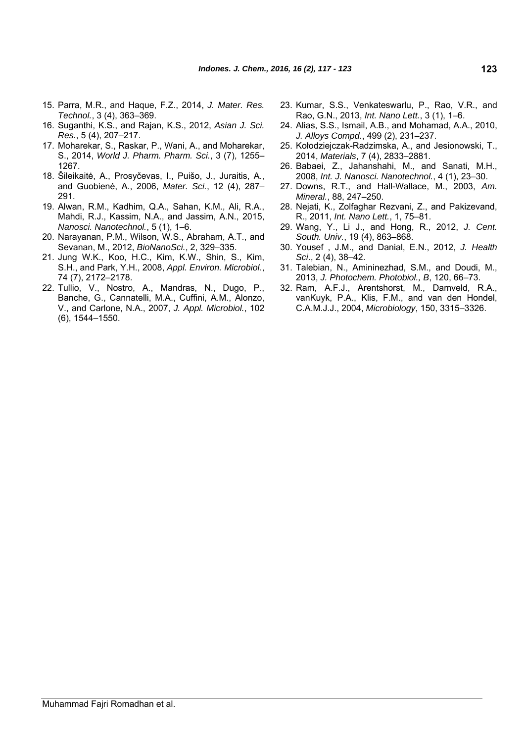15. Parra, M.R., and Haque, F.Z., 2014, *J. Mater. Res. Technol.*, 3 (4), 363–369.
16. Suganthi, K.S., and Rajan, K.S., 2012, *Asian J. Sci. Res.*, 5 (4), 207–217.
17. Moharekar, S., Raskar, P., Wani, A., and Moharekar, S., 2014, *World J. Pharm. Pharm. Sci.*, 3 (7), 1255–1267.
18. Šileikaitė, A., Prosyčevas, I., Puišo, J., Juraitis, A., and Guobienė, A., 2006, *Mater. Sci.*, 12 (4), 287–291.
19. Alwan, R.M., Kadhim, Q.A., Sahan, K.M., Ali, R.A., Mahdi, R.J., Kassim, N.A., and Jassim, A.N., 2015, *Nanosci. Nanotechnol.*, 5 (1), 1–6.
20. Narayanan, P.M., Wilson, W.S., Abraham, A.T., and Sevanan, M., 2012, *BioNanoSci.*, 2, 329–335.
21. Jung W.K., Koo, H.C., Kim, K.W., Shin, S., Kim, S.H., and Park, Y.H., 2008, *Appl. Environ. Microbiol*., 74 (7), 2172–2178.
22. Tullio, V., Nostro, A., Mandras, N., Dugo, P., Banche, G., Cannatelli, M.A., Cuffini, A.M., Alonzo, V., and Carlone, N.A., 2007, *J. Appl. Microbiol.*, 102 (6), 1544–1550.
23. Kumar, S.S., Venkateswarlu, P., Rao, V.R., and Rao, G.N., 2013, *Int. Nano Lett.*, 3 (1), 1–6.
24. Alias, S.S., Ismail, A.B., and Mohamad, A.A., 2010, *J. Alloys Compd.*, 499 (2), 231–237.
25. Kołodziejczak-Radzimska, A., and Jesionowski, T., 2014, *Materials*, 7 (4), 2833–2881.
26. Babaei, Z., Jahanshahi, M., and Sanati, M.H., 2008, *Int. J. Nanosci. Nanotechnol.*, 4 (1), 23–30.
27. Downs, R.T., and Hall-Wallace, M., 2003, *Am. Mineral.*, 88, 247–250.
28. Nejati, K., Zolfaghar Rezvani, Z., and Pakizevand, R., 2011, *Int. Nano Lett.*, 1, 75–81.
29. Wang, Y., Li J., and Hong, R., 2012, *J. Cent. South. Univ.*, 19 (4), 863–868.
30. Yousef , J.M., and Danial, E.N., 2012, *J. Health Sci*., 2 (4), 38–42.
31. Talebian, N., Amininezhad, S.M., and Doudi, M., 2013, *J. Photochem. Photobiol., B*, 120, 66–73.
32. Ram, A.F.J., Arentshorst, M., Damveld, R.A., vanKuyk, P.A., Klis, F.M., and van den Hondel, C.A.M.J.J., 2004, *Microbiology*, 150, 3315–3326.